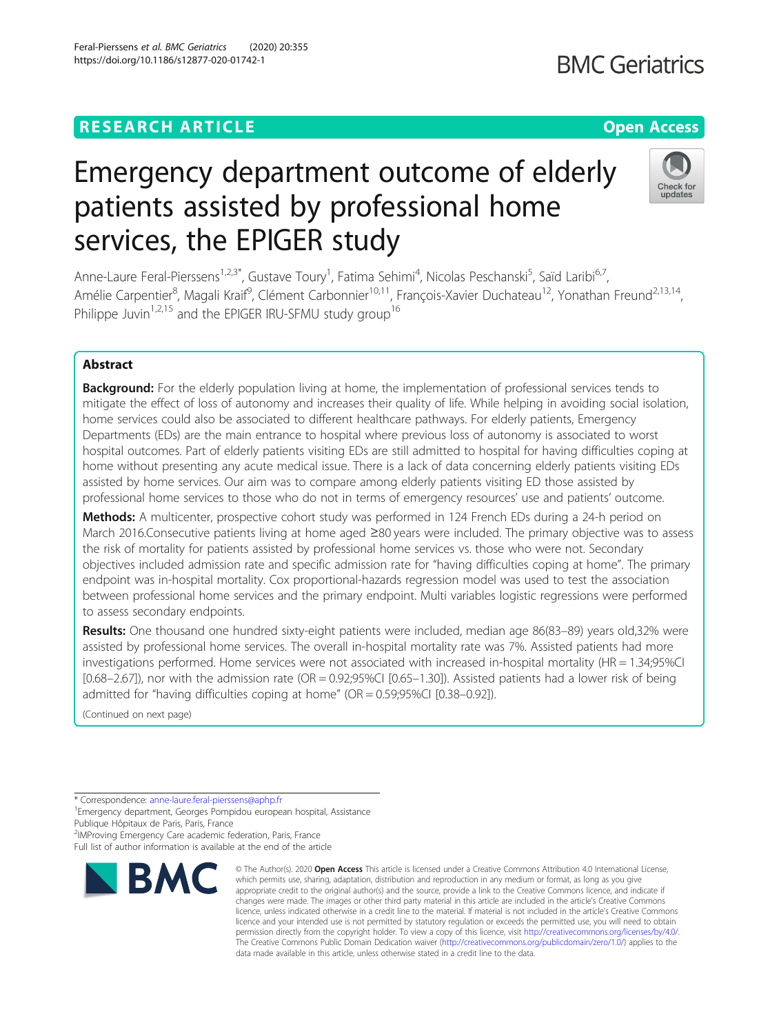RESEARCH ARTICLE

Open Access

# Emergency department outcome of elderly patients assisted by professional home services, the EPIGER study

Anne-Laure Feral-Pierssens[1,2,3*], Gustave Toury[1], Fatima Sehimi[4], Nicolas Peschanski[5], Saïd Laribi[6,7], Amélie Carpentier[8], Magali Kraif[9], Clément Carbonnier[10,11], François-Xavier Duchateau[12], Yonathan Freund[2,13,14], Philippe Juvin[1,2,15] and the EPIGER IRU-SFMU study group[16]

## Abstract

**Background:** For the elderly population living at home, the implementation of professional services tends to mitigate the effect of loss of autonomy and increases their quality of life. While helping in avoiding social isolation, home services could also be associated to different healthcare pathways. For elderly patients, Emergency Departments (EDs) are the main entrance to hospital where previous loss of autonomy is associated to worst hospital outcomes. Part of elderly patients visiting EDs are still admitted to hospital for having difficulties coping at home without presenting any acute medical issue. There is a lack of data concerning elderly patients visiting EDs assisted by home services. Our aim was to compare among elderly patients visiting ED those assisted by professional home services to those who do not in terms of emergency resources' use and patients' outcome.

**Methods:** A multicenter, prospective cohort study was performed in 124 French EDs during a 24-h period on March 2016.Consecutive patients living at home aged ≥80 years were included. The primary objective was to assess the risk of mortality for patients assisted by professional home services vs. those who were not. Secondary objectives included admission rate and specific admission rate for "having difficulties coping at home". The primary endpoint was in-hospital mortality. Cox proportional-hazards regression model was used to test the association between professional home services and the primary endpoint. Multi variables logistic regressions were performed to assess secondary endpoints.

**Results:** One thousand one hundred sixty-eight patients were included, median age 86(83–89) years old,32% were assisted by professional home services. The overall in-hospital mortality rate was 7%. Assisted patients had more investigations performed. Home services were not associated with increased in-hospital mortality (HR = 1.34;95%CI [0.68–2.67]), nor with the admission rate (OR = 0.92;95%CI [0.65–1.30]). Assisted patients had a lower risk of being admitted for "having difficulties coping at home" (OR = 0.59;95%CI [0.38–0.92]).

(Continued on next page)

* Correspondence: anne-laure.feral-pierssens@aphp.fr
[1]Emergency department, Georges Pompidou european hospital, Assistance Publique Hôpitaux de Paris, Paris, France
[2]IMProving Emergency Care academic federation, Paris, France
Full list of author information is available at the end of the article

© The Author(s). 2020 **Open Access** This article is licensed under a Creative Commons Attribution 4.0 International License, which permits use, sharing, adaptation, distribution and reproduction in any medium or format, as long as you give appropriate credit to the original author(s) and the source, provide a link to the Creative Commons licence, and indicate if changes were made. The images or other third party material in this article are included in the article's Creative Commons licence, unless indicated otherwise in a credit line to the material. If material is not included in the article's Creative Commons licence and your intended use is not permitted by statutory regulation or exceeds the permitted use, you will need to obtain permission directly from the copyright holder. To view a copy of this licence, visit http://creativecommons.org/licenses/by/4.0/. The Creative Commons Public Domain Dedication waiver (http://creativecommons.org/publicdomain/zero/1.0/) applies to the data made available in this article, unless otherwise stated in a credit line to the data.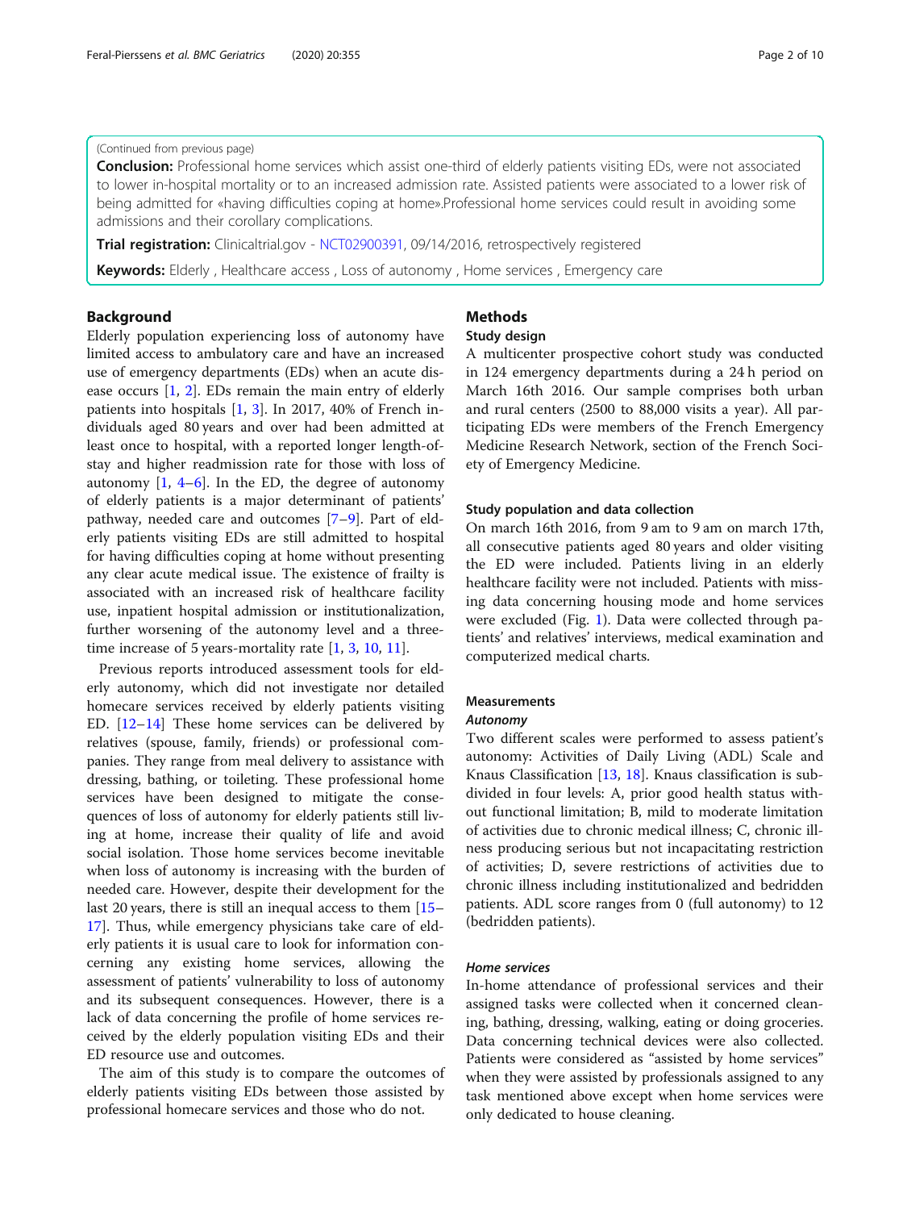(Continued from previous page)

**Conclusion:** Professional home services which assist one-third of elderly patients visiting EDs, were not associated to lower in-hospital mortality or to an increased admission rate. Assisted patients were associated to a lower risk of being admitted for «having difficulties coping at home».Professional home services could result in avoiding some admissions and their corollary complications.

**Trial registration:** Clinicaltrial.gov - NCT02900391, 09/14/2016, retrospectively registered

**Keywords:** Elderly , Healthcare access , Loss of autonomy , Home services , Emergency care

## Background

Elderly population experiencing loss of autonomy have limited access to ambulatory care and have an increased use of emergency departments (EDs) when an acute disease occurs [1, 2]. EDs remain the main entry of elderly patients into hospitals [1, 3]. In 2017, 40% of French individuals aged 80 years and over had been admitted at least once to hospital, with a reported longer length-of-stay and higher readmission rate for those with loss of autonomy [1, 4–6]. In the ED, the degree of autonomy of elderly patients is a major determinant of patients' pathway, needed care and outcomes [7–9]. Part of elderly patients visiting EDs are still admitted to hospital for having difficulties coping at home without presenting any clear acute medical issue. The existence of frailty is associated with an increased risk of healthcare facility use, inpatient hospital admission or institutionalization, further worsening of the autonomy level and a three-time increase of 5 years-mortality rate [1, 3, 10, 11].

Previous reports introduced assessment tools for elderly autonomy, which did not investigate nor detailed homecare services received by elderly patients visiting ED. [12–14] These home services can be delivered by relatives (spouse, family, friends) or professional companies. They range from meal delivery to assistance with dressing, bathing, or toileting. These professional home services have been designed to mitigate the consequences of loss of autonomy for elderly patients still living at home, increase their quality of life and avoid social isolation. Those home services become inevitable when loss of autonomy is increasing with the burden of needed care. However, despite their development for the last 20 years, there is still an inequal access to them [15–17]. Thus, while emergency physicians take care of elderly patients it is usual care to look for information concerning any existing home services, allowing the assessment of patients' vulnerability to loss of autonomy and its subsequent consequences. However, there is a lack of data concerning the profile of home services received by the elderly population visiting EDs and their ED resource use and outcomes.

The aim of this study is to compare the outcomes of elderly patients visiting EDs between those assisted by professional homecare services and those who do not.

## Methods

### Study design

A multicenter prospective cohort study was conducted in 124 emergency departments during a 24 h period on March 16th 2016. Our sample comprises both urban and rural centers (2500 to 88,000 visits a year). All participating EDs were members of the French Emergency Medicine Research Network, section of the French Society of Emergency Medicine.

### Study population and data collection

On march 16th 2016, from 9 am to 9 am on march 17th, all consecutive patients aged 80 years and older visiting the ED were included. Patients living in an elderly healthcare facility were not included. Patients with missing data concerning housing mode and home services were excluded (Fig. 1). Data were collected through patients' and relatives' interviews, medical examination and computerized medical charts.

### Measurements

#### *Autonomy*

Two different scales were performed to assess patient's autonomy: Activities of Daily Living (ADL) Scale and Knaus Classification [13, 18]. Knaus classification is subdivided in four levels: A, prior good health status without functional limitation; B, mild to moderate limitation of activities due to chronic medical illness; C, chronic illness producing serious but not incapacitating restriction of activities; D, severe restrictions of activities due to chronic illness including institutionalized and bedridden patients. ADL score ranges from 0 (full autonomy) to 12 (bedridden patients).

#### *Home services*

In-home attendance of professional services and their assigned tasks were collected when it concerned cleaning, bathing, dressing, walking, eating or doing groceries. Data concerning technical devices were also collected. Patients were considered as "assisted by home services" when they were assisted by professionals assigned to any task mentioned above except when home services were only dedicated to house cleaning.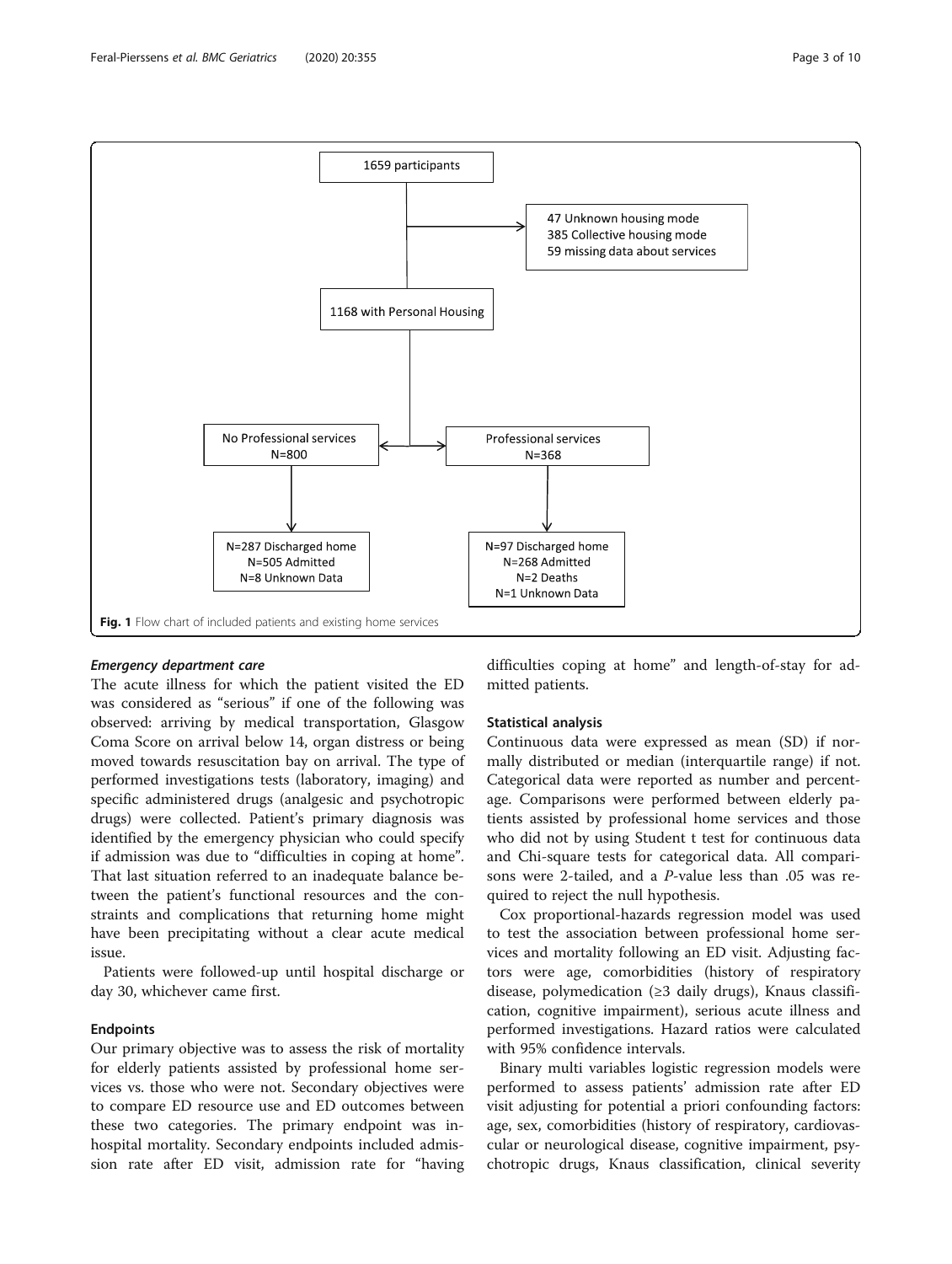1659 participants

47 Unknown housing mode
385 Collective housing mode
59 missing data about services

1168 with Personal Housing

No Professional services N=800

Professional services N=368

N=287 Discharged home
N=505 Admitted
N=8 Unknown Data

N=97 Discharged home
N=268 Admitted
N=2 Deaths
N=1 Unknown Data

**Fig. 1** Flow chart of included patients and existing home services

### *Emergency department care*

The acute illness for which the patient visited the ED was considered as "serious" if one of the following was observed: arriving by medical transportation, Glasgow Coma Score on arrival below 14, organ distress or being moved towards resuscitation bay on arrival. The type of performed investigations tests (laboratory, imaging) and specific administered drugs (analgesic and psychotropic drugs) were collected. Patient's primary diagnosis was identified by the emergency physician who could specify if admission was due to "difficulties in coping at home". That last situation referred to an inadequate balance between the patient's functional resources and the constraints and complications that returning home might have been precipitating without a clear acute medical issue.

Patients were followed-up until hospital discharge or day 30, whichever came first.

## Endpoints

Our primary objective was to assess the risk of mortality for elderly patients assisted by professional home services vs. those who were not. Secondary objectives were to compare ED resource use and ED outcomes between these two categories. The primary endpoint was in-hospital mortality. Secondary endpoints included admission rate after ED visit, admission rate for "having difficulties coping at home" and length-of-stay for admitted patients.

## Statistical analysis

Continuous data were expressed as mean (SD) if normally distributed or median (interquartile range) if not. Categorical data were reported as number and percentage. Comparisons were performed between elderly patients assisted by professional home services and those who did not by using Student t test for continuous data and Chi-square tests for categorical data. All comparisons were 2-tailed, and a *P*-value less than .05 was required to reject the null hypothesis.

Cox proportional-hazards regression model was used to test the association between professional home services and mortality following an ED visit. Adjusting factors were age, comorbidities (history of respiratory disease, polymedication (≥3 daily drugs), Knaus classification, cognitive impairment), serious acute illness and performed investigations. Hazard ratios were calculated with 95% confidence intervals.

Binary multi variables logistic regression models were performed to assess patients' admission rate after ED visit adjusting for potential a priori confounding factors: age, sex, comorbidities (history of respiratory, cardiovascular or neurological disease, cognitive impairment, psychotropic drugs, Knaus classification, clinical severity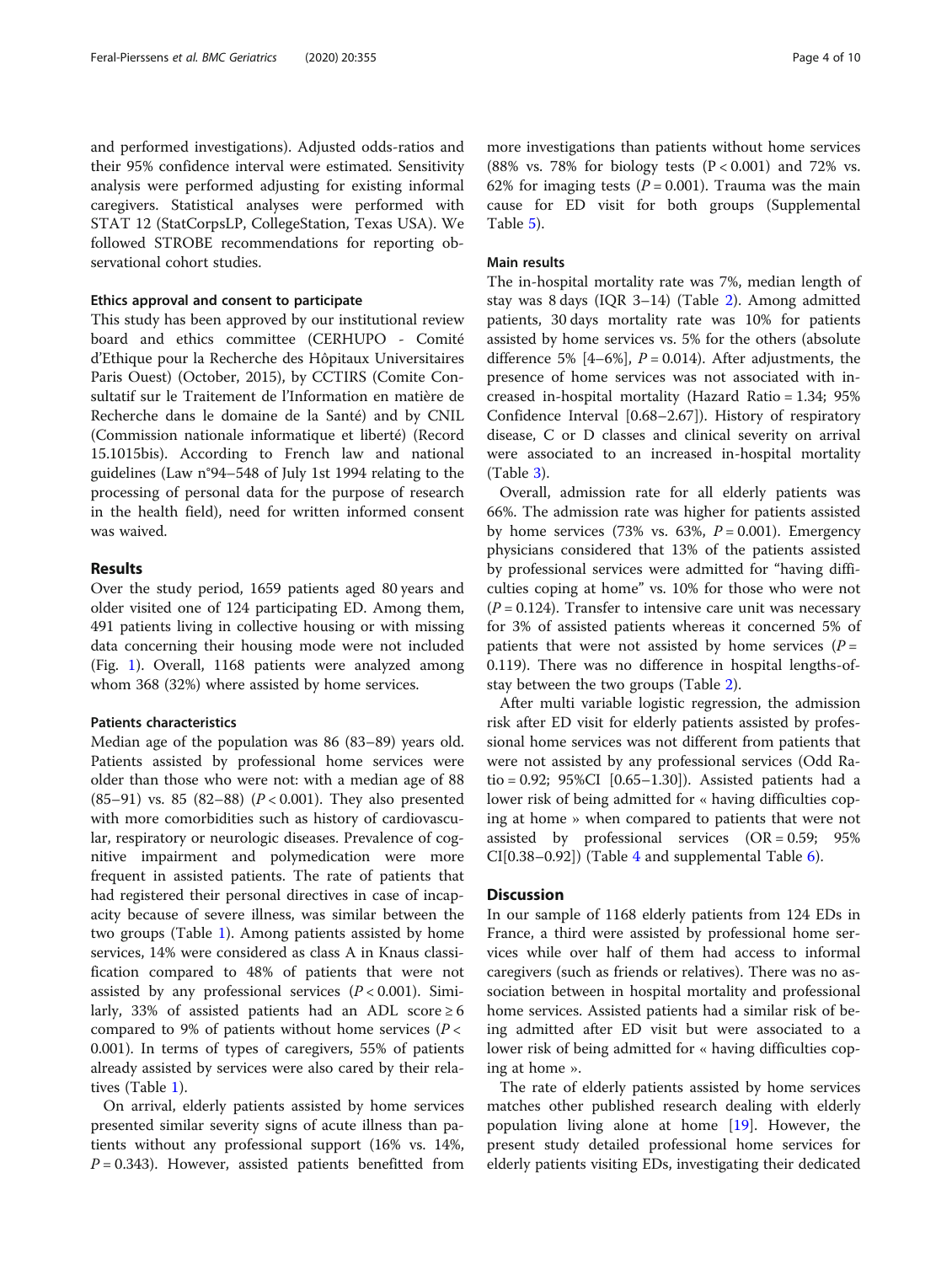and performed investigations). Adjusted odds-ratios and their 95% confidence interval were estimated. Sensitivity analysis were performed adjusting for existing informal caregivers. Statistical analyses were performed with STAT 12 (StatCorpsLP, CollegeStation, Texas USA). We followed STROBE recommendations for reporting observational cohort studies.

#### Ethics approval and consent to participate

This study has been approved by our institutional review board and ethics committee (CERHUPO - Comité d'Ethique pour la Recherche des Hôpitaux Universitaires Paris Ouest) (October, 2015), by CCTIRS (Comite Consultatif sur le Traitement de l'Information en matière de Recherche dans le domaine de la Santé) and by CNIL (Commission nationale informatique et liberté) (Record 15.1015bis). According to French law and national guidelines (Law n°94–548 of July 1st 1994 relating to the processing of personal data for the purpose of research in the health field), need for written informed consent was waived.

## Results

Over the study period, 1659 patients aged 80 years and older visited one of 124 participating ED. Among them, 491 patients living in collective housing or with missing data concerning their housing mode were not included (Fig. 1). Overall, 1168 patients were analyzed among whom 368 (32%) where assisted by home services.

#### Patients characteristics

Median age of the population was 86 (83–89) years old. Patients assisted by professional home services were older than those who were not: with a median age of 88 (85–91) vs. 85 (82–88) ($P < 0.001$). They also presented with more comorbidities such as history of cardiovascular, respiratory or neurologic diseases. Prevalence of cognitive impairment and polymedication were more frequent in assisted patients. The rate of patients that had registered their personal directives in case of incapacity because of severe illness, was similar between the two groups (Table 1). Among patients assisted by home services, 14% were considered as class A in Knaus classification compared to 48% of patients that were not assisted by any professional services ($P < 0.001$). Similarly, 33% of assisted patients had an ADL score $\geq 6$ compared to 9% of patients without home services ($P < 0.001$). In terms of types of caregivers, 55% of patients already assisted by services were also cared by their relatives (Table 1).

On arrival, elderly patients assisted by home services presented similar severity signs of acute illness than patients without any professional support (16% vs. 14%, $P = 0.343$). However, assisted patients benefitted from more investigations than patients without home services (88% vs. 78% for biology tests ($P < 0.001$) and 72% vs. 62% for imaging tests ($P = 0.001$). Trauma was the main cause for ED visit for both groups (Supplemental Table 5).

#### Main results

The in-hospital mortality rate was 7%, median length of stay was 8 days (IQR 3–14) (Table 2). Among admitted patients, 30 days mortality rate was 10% for patients assisted by home services vs. 5% for the others (absolute difference 5% [4–6%], $P = 0.014$). After adjustments, the presence of home services was not associated with increased in-hospital mortality (Hazard Ratio = 1.34; 95% Confidence Interval [0.68–2.67]). History of respiratory disease, C or D classes and clinical severity on arrival were associated to an increased in-hospital mortality (Table 3).

Overall, admission rate for all elderly patients was 66%. The admission rate was higher for patients assisted by home services (73% vs. 63%, $P = 0.001$). Emergency physicians considered that 13% of the patients assisted by professional services were admitted for "having difficulties coping at home" vs. 10% for those who were not ($P = 0.124$). Transfer to intensive care unit was necessary for 3% of assisted patients whereas it concerned 5% of patients that were not assisted by home services ($P = 0.119$). There was no difference in hospital lengths-of-stay between the two groups (Table 2).

After multi variable logistic regression, the admission risk after ED visit for elderly patients assisted by professional home services was not different from patients that were not assisted by any professional services (Odd Ratio = 0.92; 95%CI [0.65–1.30]). Assisted patients had a lower risk of being admitted for « having difficulties coping at home » when compared to patients that were not assisted by professional services (OR = 0.59; 95% CI[0.38–0.92]) (Table 4 and supplemental Table 6).

## Discussion

In our sample of 1168 elderly patients from 124 EDs in France, a third were assisted by professional home services while over half of them had access to informal caregivers (such as friends or relatives). There was no association between in hospital mortality and professional home services. Assisted patients had a similar risk of being admitted after ED visit but were associated to a lower risk of being admitted for « having difficulties coping at home ».

The rate of elderly patients assisted by home services matches other published research dealing with elderly population living alone at home [19]. However, the present study detailed professional home services for elderly patients visiting EDs, investigating their dedicated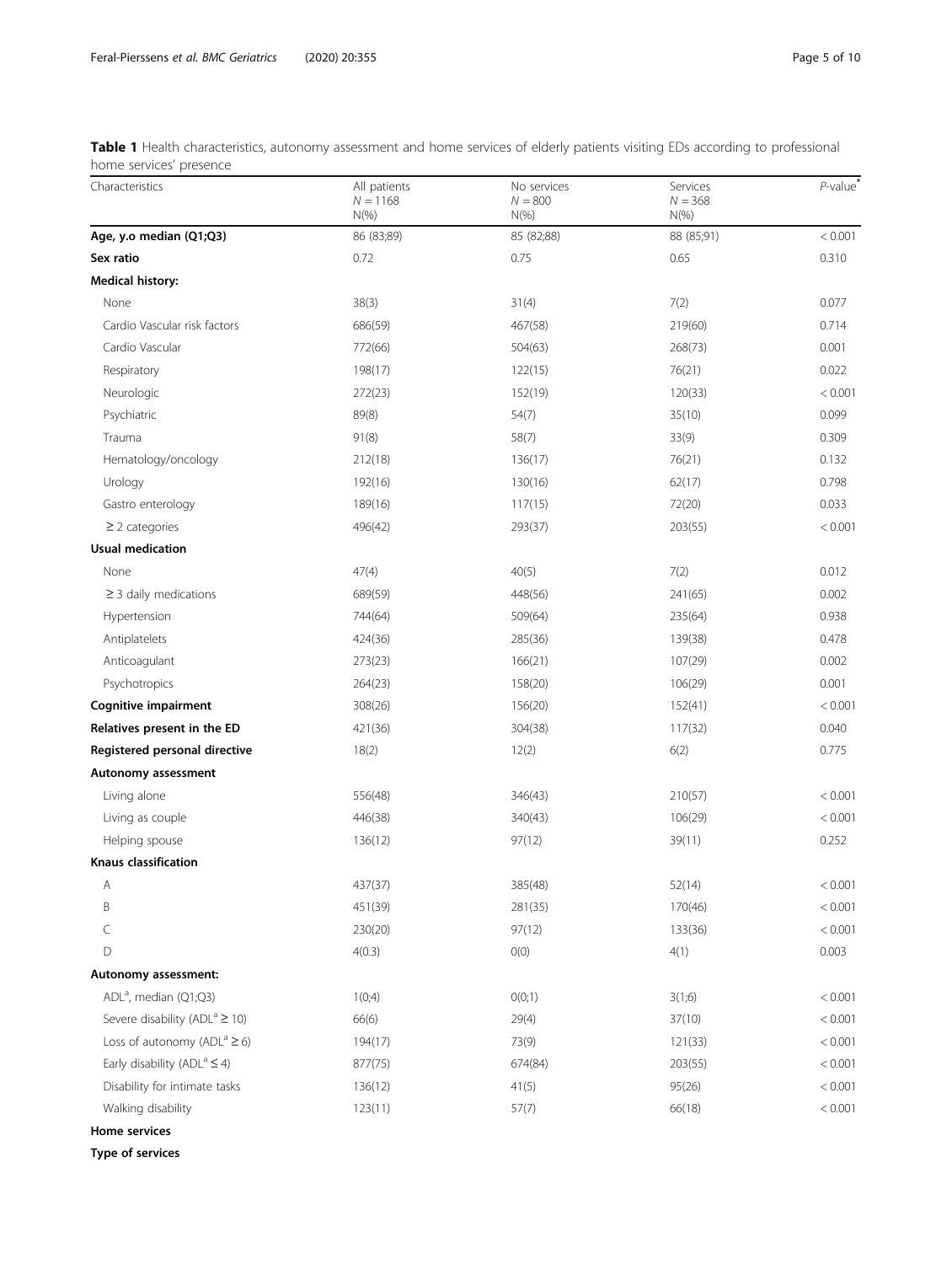**Table 1** Health characteristics, autonomy assessment and home services of elderly patients visiting EDs according to professional home services' presence

| Characteristics | All patients $N = 1168$ N(%) | No services $N = 800$ N(%) | Services $N = 368$ N(%) | *P*-value[*] |
|---|---|---|---|---|
| **Age, y.o median (Q1;Q3)** | 86 (83;89) | 85 (82;88) | 88 (85;91) | < 0.001 |
| **Sex ratio** | 0.72 | 0.75 | 0.65 | 0.310 |
| **Medical history:** | | | | |
| None | 38(3) | 31(4) | 7(2) | 0.077 |
| Cardio Vascular risk factors | 686(59) | 467(58) | 219(60) | 0.714 |
| Cardio Vascular | 772(66) | 504(63) | 268(73) | 0.001 |
| Respiratory | 198(17) | 122(15) | 76(21) | 0.022 |
| Neurologic | 272(23) | 152(19) | 120(33) | < 0.001 |
| Psychiatric | 89(8) | 54(7) | 35(10) | 0.099 |
| Trauma | 91(8) | 58(7) | 33(9) | 0.309 |
| Hematology/oncology | 212(18) | 136(17) | 76(21) | 0.132 |
| Urology | 192(16) | 130(16) | 62(17) | 0.798 |
| Gastro enterology | 189(16) | 117(15) | 72(20) | 0.033 |
| ≥ 2 categories | 496(42) | 293(37) | 203(55) | < 0.001 |
| **Usual medication** | | | | |
| None | 47(4) | 40(5) | 7(2) | 0.012 |
| ≥ 3 daily medications | 689(59) | 448(56) | 241(65) | 0.002 |
| Hypertension | 744(64) | 509(64) | 235(64) | 0.938 |
| Antiplatelets | 424(36) | 285(36) | 139(38) | 0.478 |
| Anticoagulant | 273(23) | 166(21) | 107(29) | 0.002 |
| Psychotropics | 264(23) | 158(20) | 106(29) | 0.001 |
| **Cognitive impairment** | 308(26) | 156(20) | 152(41) | < 0.001 |
| **Relatives present in the ED** | 421(36) | 304(38) | 117(32) | 0.040 |
| **Registered personal directive** | 18(2) | 12(2) | 6(2) | 0.775 |
| **Autonomy assessment** | | | | |
| Living alone | 556(48) | 346(43) | 210(57) | < 0.001 |
| Living as couple | 446(38) | 340(43) | 106(29) | < 0.001 |
| Helping spouse | 136(12) | 97(12) | 39(11) | 0.252 |
| **Knaus classification** | | | | |
| A | 437(37) | 385(48) | 52(14) | < 0.001 |
| B | 451(39) | 281(35) | 170(46) | < 0.001 |
| C | 230(20) | 97(12) | 133(36) | < 0.001 |
| D | 4(0.3) | 0(0) | 4(1) | 0.003 |
| **Autonomy assessment:** | | | | |
| ADL[a], median (Q1;Q3) | 1(0;4) | 0(0;1) | 3(1;6) | < 0.001 |
| Severe disability (ADL[a] ≥ 10) | 66(6) | 29(4) | 37(10) | < 0.001 |
| Loss of autonomy (ADL[a] ≥ 6) | 194(17) | 73(9) | 121(33) | < 0.001 |
| Early disability (ADL[a] ≤ 4) | 877(75) | 674(84) | 203(55) | < 0.001 |
| Disability for intimate tasks | 136(12) | 41(5) | 95(26) | < 0.001 |
| Walking disability | 123(11) | 57(7) | 66(18) | < 0.001 |
| **Home services** | | | | |
| **Type of services** | | | | |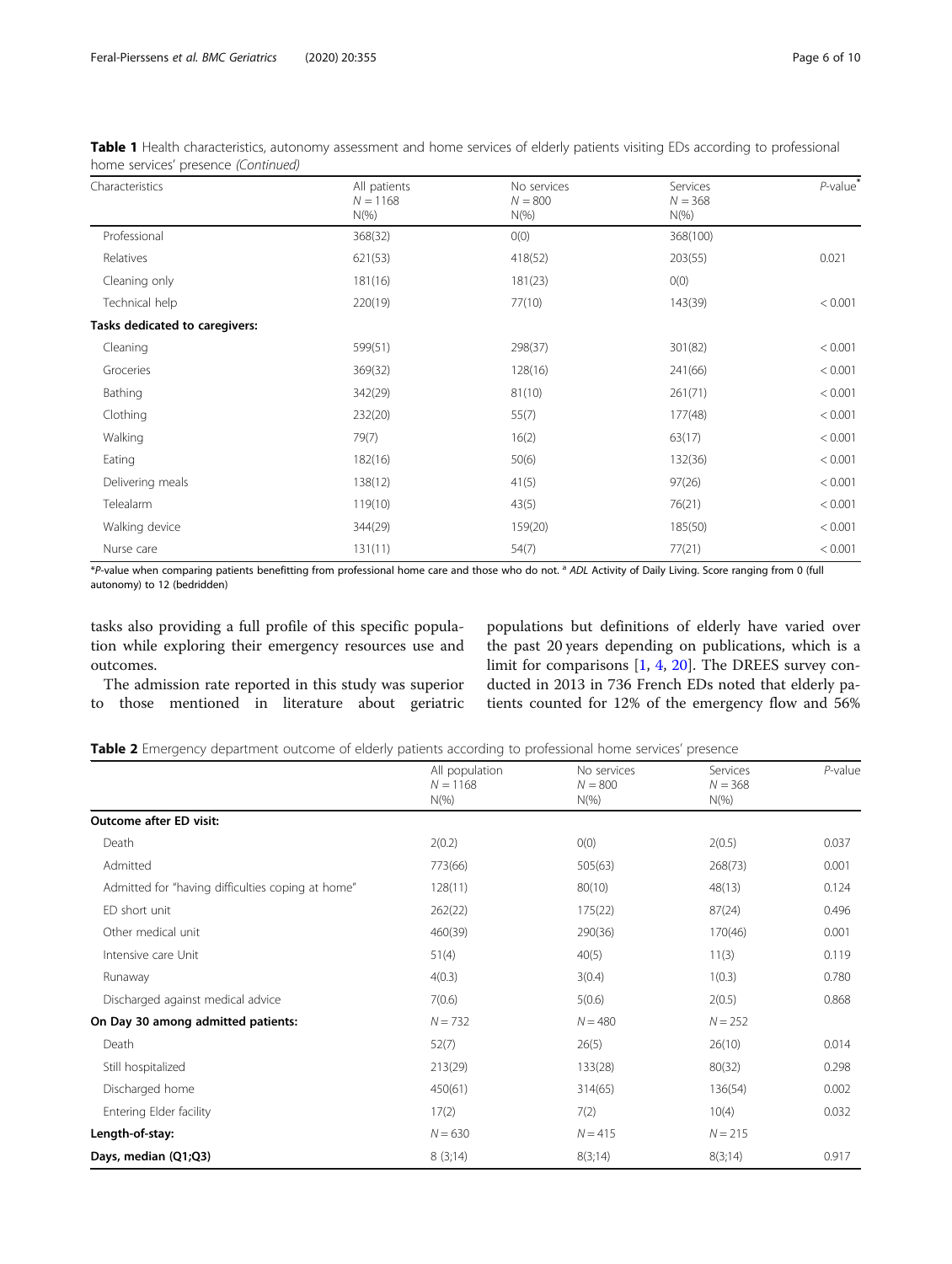**Table 1** Health characteristics, autonomy assessment and home services of elderly patients visiting EDs according to professional home services' presence *(Continued)*

| Characteristics | All patients<br>N = 1168<br>N(%) | No services<br>N = 800<br>N(%) | Services<br>N = 368<br>N(%) | P-value* |
|---|---|---|---|---|
| Professional | 368(32) | 0(0) | 368(100) | |
| Relatives | 621(53) | 418(52) | 203(55) | 0.021 |
| Cleaning only | 181(16) | 181(23) | 0(0) | |
| Technical help | 220(19) | 77(10) | 143(39) | < 0.001 |
| **Tasks dedicated to caregivers:** | | | | |
| Cleaning | 599(51) | 298(37) | 301(82) | < 0.001 |
| Groceries | 369(32) | 128(16) | 241(66) | < 0.001 |
| Bathing | 342(29) | 81(10) | 261(71) | < 0.001 |
| Clothing | 232(20) | 55(7) | 177(48) | < 0.001 |
| Walking | 79(7) | 16(2) | 63(17) | < 0.001 |
| Eating | 182(16) | 50(6) | 132(36) | < 0.001 |
| Delivering meals | 138(12) | 41(5) | 97(26) | < 0.001 |
| Telealarm | 119(10) | 43(5) | 76(21) | < 0.001 |
| Walking device | 344(29) | 159(20) | 185(50) | < 0.001 |
| Nurse care | 131(11) | 54(7) | 77(21) | < 0.001 |

*P-value when comparing patients benefitting from professional home care and those who do not. [a] ADL Activity of Daily Living. Score ranging from 0 (full autonomy) to 12 (bedridden)

tasks also providing a full profile of this specific population while exploring their emergency resources use and outcomes.

The admission rate reported in this study was superior to those mentioned in literature about geriatric populations but definitions of elderly have varied over the past 20 years depending on publications, which is a limit for comparisons [1, 4, 20]. The DREES survey conducted in 2013 in 736 French EDs noted that elderly patients counted for 12% of the emergency flow and 56%

**Table 2** Emergency department outcome of elderly patients according to professional home services' presence

| | All population<br>N = 1168<br>N(%) | No services<br>N = 800<br>N(%) | Services<br>N = 368<br>N(%) | P-value |
|---|---|---|---|---|
| **Outcome after ED visit:** | | | | |
| Death | 2(0.2) | 0(0) | 2(0.5) | 0.037 |
| Admitted | 773(66) | 505(63) | 268(73) | 0.001 |
| Admitted for "having difficulties coping at home" | 128(11) | 80(10) | 48(13) | 0.124 |
| ED short unit | 262(22) | 175(22) | 87(24) | 0.496 |
| Other medical unit | 460(39) | 290(36) | 170(46) | 0.001 |
| Intensive care Unit | 51(4) | 40(5) | 11(3) | 0.119 |
| Runaway | 4(0.3) | 3(0.4) | 1(0.3) | 0.780 |
| Discharged against medical advice | 7(0.6) | 5(0.6) | 2(0.5) | 0.868 |
| **On Day 30 among admitted patients:** | N = 732 | N = 480 | N = 252 | |
| Death | 52(7) | 26(5) | 26(10) | 0.014 |
| Still hospitalized | 213(29) | 133(28) | 80(32) | 0.298 |
| Discharged home | 450(61) | 314(65) | 136(54) | 0.002 |
| Entering Elder facility | 17(2) | 7(2) | 10(4) | 0.032 |
| **Length-of-stay:** | N = 630 | N = 415 | N = 215 | |
| **Days, median (Q1;Q3)** | 8 (3;14) | 8(3;14) | 8(3;14) | 0.917 |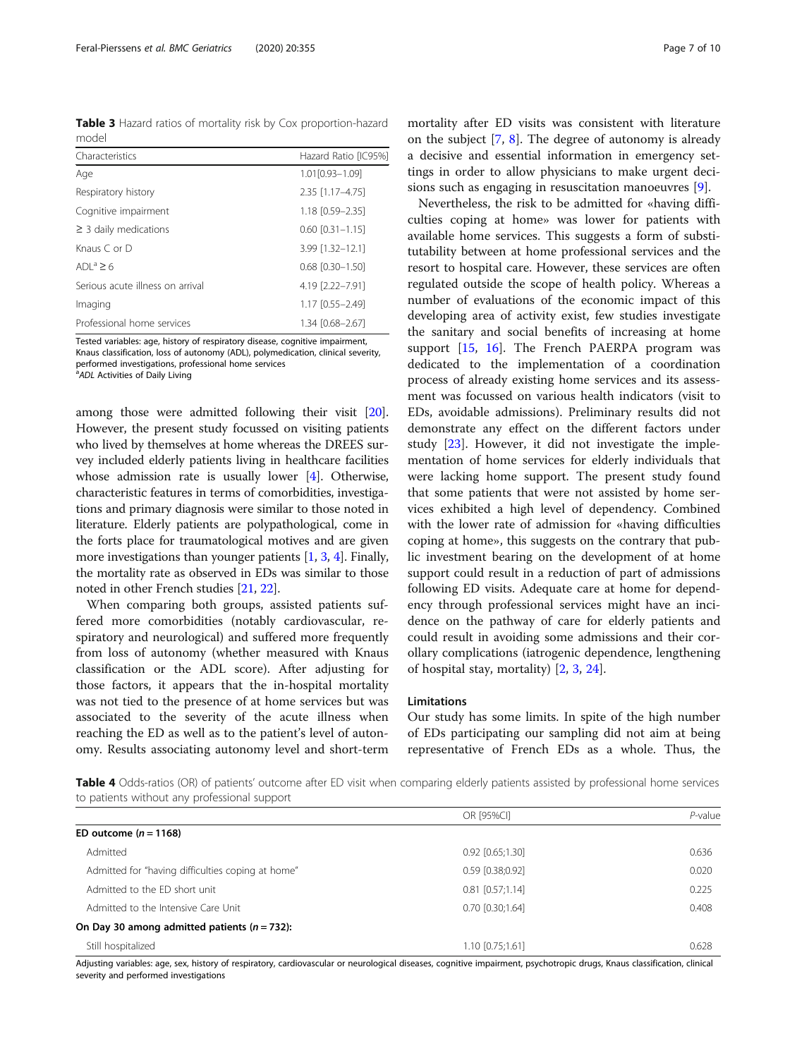**Table 3** Hazard ratios of mortality risk by Cox proportion-hazard model

| Characteristics | Hazard Ratio [IC95%] |
| --- | --- |
| Age | 1.01[0.93–1.09] |
| Respiratory history | 2.35 [1.17–4.75] |
| Cognitive impairment | 1.18 [0.59–2.35] |
| ≥ 3 daily medications | 0.60 [0.31–1.15] |
| Knaus C or D | 3.99 [1.32–12.1] |
| ADL[a] ≥ 6 | 0.68 [0.30–1.50] |
| Serious acute illness on arrival | 4.19 [2.22–7.91] |
| Imaging | 1.17 [0.55–2.49] |
| Professional home services | 1.34 [0.68–2.67] |

Tested variables: age, history of respiratory disease, cognitive impairment, Knaus classification, loss of autonomy (ADL), polymedication, clinical severity, performed investigations, professional home services
[a]*ADL* Activities of Daily Living

among those were admitted following their visit [20]. However, the present study focussed on visiting patients who lived by themselves at home whereas the DREES survey included elderly patients living in healthcare facilities whose admission rate is usually lower [4]. Otherwise, characteristic features in terms of comorbidities, investigations and primary diagnosis were similar to those noted in literature. Elderly patients are polypathological, come in the forts place for traumatological motives and are given more investigations than younger patients [1, 3, 4]. Finally, the mortality rate as observed in EDs was similar to those noted in other French studies [21, 22].

When comparing both groups, assisted patients suffered more comorbidities (notably cardiovascular, respiratory and neurological) and suffered more frequently from loss of autonomy (whether measured with Knaus classification or the ADL score). After adjusting for those factors, it appears that the in-hospital mortality was not tied to the presence of at home services but was associated to the severity of the acute illness when reaching the ED as well as to the patient's level of autonomy. Results associating autonomy level and short-term mortality after ED visits was consistent with literature on the subject [7, 8]. The degree of autonomy is already a decisive and essential information in emergency settings in order to allow physicians to make urgent decisions such as engaging in resuscitation manoeuvres [9].

Nevertheless, the risk to be admitted for «having difficulties coping at home» was lower for patients with available home services. This suggests a form of substitutability between at home professional services and the resort to hospital care. However, these services are often regulated outside the scope of health policy. Whereas a number of evaluations of the economic impact of this developing area of activity exist, few studies investigate the sanitary and social benefits of increasing at home support [15, 16]. The French PAERPA program was dedicated to the implementation of a coordination process of already existing home services and its assessment was focussed on various health indicators (visit to EDs, avoidable admissions). Preliminary results did not demonstrate any effect on the different factors under study [23]. However, it did not investigate the implementation of home services for elderly individuals that were lacking home support. The present study found that some patients that were not assisted by home services exhibited a high level of dependency. Combined with the lower rate of admission for «having difficulties coping at home», this suggests on the contrary that public investment bearing on the development of at home support could result in a reduction of part of admissions following ED visits. Adequate care at home for dependency through professional services might have an incidence on the pathway of care for elderly patients and could result in avoiding some admissions and their corollary complications (iatrogenic dependence, lengthening of hospital stay, mortality) [2, 3, 24].

## Limitations

Our study has some limits. In spite of the high number of EDs participating our sampling did not aim at being representative of French EDs as a whole. Thus, the

**Table 4** Odds-ratios (OR) of patients' outcome after ED visit when comparing elderly patients assisted by professional home services to patients without any professional support

| | OR [95%CI] | *P*-value |
| --- | --- | --- |
| **ED outcome (*n* = 1168)** | | |
| Admitted | 0.92 [0.65;1.30] | 0.636 |
| Admitted for "having difficulties coping at home" | 0.59 [0.38;0.92] | 0.020 |
| Admitted to the ED short unit | 0.81 [0.57;1.14] | 0.225 |
| Admitted to the Intensive Care Unit | 0.70 [0.30;1.64] | 0.408 |
| **On Day 30 among admitted patients (*n* = 732):** | | |
| Still hospitalized | 1.10 [0.75;1.61] | 0.628 |

Adjusting variables: age, sex, history of respiratory, cardiovascular or neurological diseases, cognitive impairment, psychotropic drugs, Knaus classification, clinical severity and performed investigations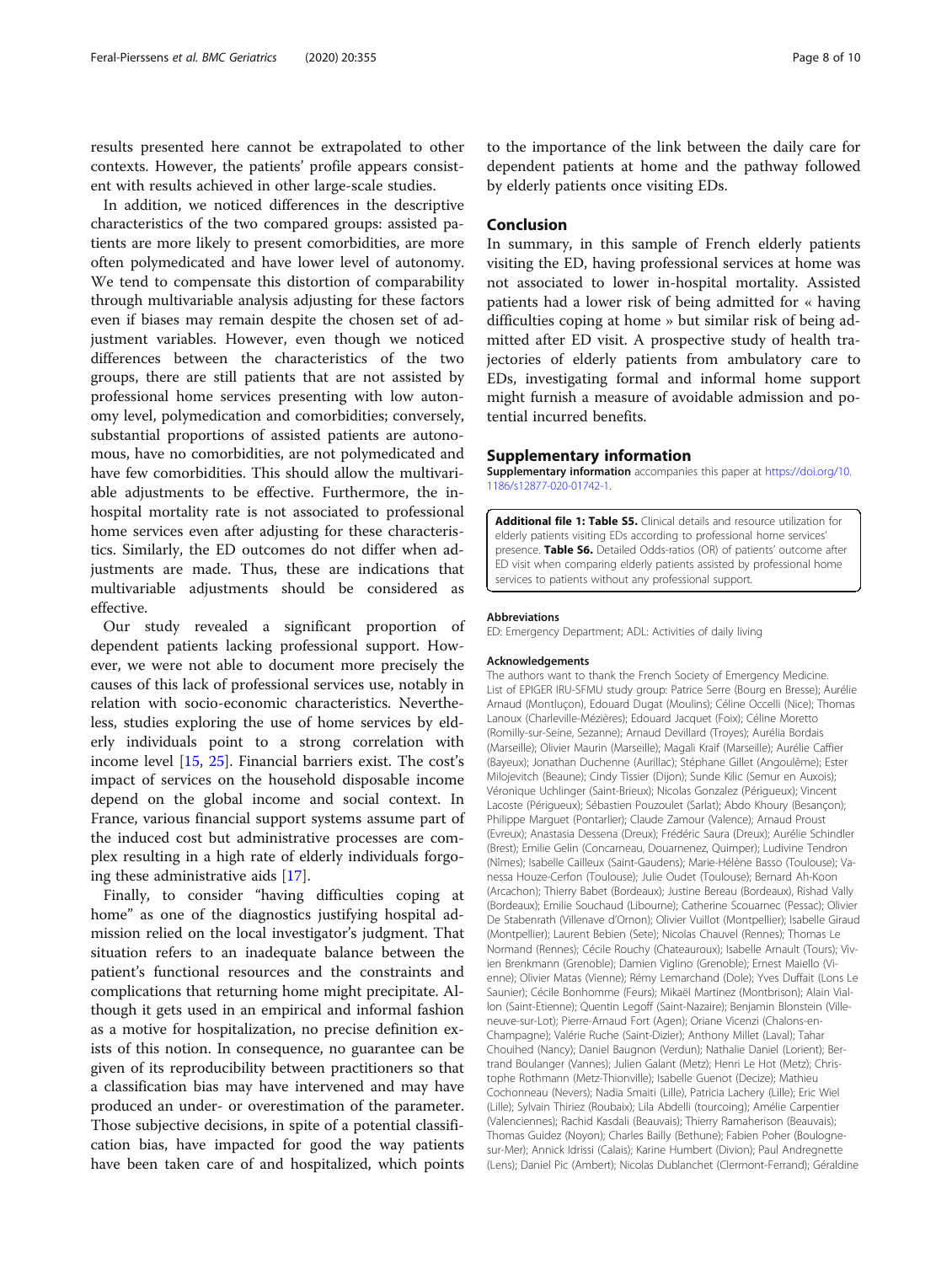results presented here cannot be extrapolated to other contexts. However, the patients' profile appears consistent with results achieved in other large-scale studies.

In addition, we noticed differences in the descriptive characteristics of the two compared groups: assisted patients are more likely to present comorbidities, are more often polymedicated and have lower level of autonomy. We tend to compensate this distortion of comparability through multivariable analysis adjusting for these factors even if biases may remain despite the chosen set of adjustment variables. However, even though we noticed differences between the characteristics of the two groups, there are still patients that are not assisted by professional home services presenting with low autonomy level, polymedication and comorbidities; conversely, substantial proportions of assisted patients are autonomous, have no comorbidities, are not polymedicated and have few comorbidities. This should allow the multivariable adjustments to be effective. Furthermore, the in-hospital mortality rate is not associated to professional home services even after adjusting for these characteristics. Similarly, the ED outcomes do not differ when adjustments are made. Thus, these are indications that multivariable adjustments should be considered as effective.

Our study revealed a significant proportion of dependent patients lacking professional support. However, we were not able to document more precisely the causes of this lack of professional services use, notably in relation with socio-economic characteristics. Nevertheless, studies exploring the use of home services by elderly individuals point to a strong correlation with income level [15, 25]. Financial barriers exist. The cost's impact of services on the household disposable income depend on the global income and social context. In France, various financial support systems assume part of the induced cost but administrative processes are complex resulting in a high rate of elderly individuals forgoing these administrative aids [17].

Finally, to consider "having difficulties coping at home" as one of the diagnostics justifying hospital admission relied on the local investigator's judgment. That situation refers to an inadequate balance between the patient's functional resources and the constraints and complications that returning home might precipitate. Although it gets used in an empirical and informal fashion as a motive for hospitalization, no precise definition exists of this notion. In consequence, no guarantee can be given of its reproducibility between practitioners so that a classification bias may have intervened and may have produced an under- or overestimation of the parameter. Those subjective decisions, in spite of a potential classification bias, have impacted for good the way patients have been taken care of and hospitalized, which points to the importance of the link between the daily care for dependent patients at home and the pathway followed by elderly patients once visiting EDs.

## Conclusion

In summary, in this sample of French elderly patients visiting the ED, having professional services at home was not associated to lower in-hospital mortality. Assisted patients had a lower risk of being admitted for « having difficulties coping at home » but similar risk of being admitted after ED visit. A prospective study of health trajectories of elderly patients from ambulatory care to EDs, investigating formal and informal home support might furnish a measure of avoidable admission and potential incurred benefits.

## Supplementary information

**Supplementary information** accompanies this paper at https://doi.org/10.1186/s12877-020-01742-1.

**Additional file 1: Table S5.** Clinical details and resource utilization for elderly patients visiting EDs according to professional home services' presence. **Table S6.** Detailed Odds-ratios (OR) of patients' outcome after ED visit when comparing elderly patients assisted by professional home services to patients without any professional support.

#### Abbreviations

ED: Emergency Department; ADL: Activities of daily living

#### Acknowledgements

The authors want to thank the French Society of Emergency Medicine. List of EPIGER IRU-SFMU study group: Patrice Serre (Bourg en Bresse); Aurélie Arnaud (Montluçon), Edouard Dugat (Moulins); Céline Occelli (Nice); Thomas Lanoux (Charleville-Mézières); Edouard Jacquet (Foix); Céline Moretto (Romilly-sur-Seine, Sezanne); Arnaud Devillard (Troyes); Aurélia Bordais (Marseille); Olivier Maurin (Marseille); Magali Kraif (Marseille); Aurélie Caffier (Bayeux); Jonathan Duchenne (Aurillac); Stéphane Gillet (Angoulême); Ester Milojevitch (Beaune); Cindy Tissier (Dijon); Sunde Kilic (Semur en Auxois); Véronique Uchlinger (Saint-Brieux); Nicolas Gonzalez (Périgueux); Vincent Lacoste (Périgueux); Sébastien Pouzoulet (Sarlat); Abdo Khoury (Besançon); Philippe Marguet (Pontarlier); Claude Zamour (Valence); Arnaud Proust (Evreux); Anastasia Dessena (Dreux); Frédéric Saura (Dreux); Aurélie Schindler (Brest); Emilie Gelin (Concarneau, Douarnenez, Quimper); Ludivine Tendron (Nîmes); Isabelle Cailleux (Saint-Gaudens); Marie-Hélène Basso (Toulouse); Vanessa Houze-Cerfon (Toulouse); Julie Oudet (Toulouse); Bernard Ah-Koon (Arcachon); Thierry Babet (Bordeaux); Justine Bereau (Bordeaux), Rishad Vally (Bordeaux); Emilie Souchaud (Libourne); Catherine Scouarnec (Pessac); Olivier De Stabenrath (Villenave d'Ornon); Olivier Vuillot (Montpellier); Isabelle Giraud (Montpellier); Laurent Bebien (Sete); Nicolas Chauvel (Rennes); Thomas Le Normand (Rennes); Cécile Rouchy (Chateauroux); Isabelle Arnault (Tours); Vivien Brenkmann (Grenoble); Damien Viglino (Grenoble); Ernest Maiello (Vienne); Olivier Matas (Vienne); Rémy Lemarchand (Dole); Yves Duffait (Lons Le Saunier); Cécile Bonhomme (Feurs); Mikaël Martinez (Montbrison); Alain Viallon (Saint-Etienne); Quentin Legoff (Saint-Nazaire); Benjamin Blonstein (Villeneuve-sur-Lot); Pierre-Arnaud Fort (Agen); Oriane Vicenzi (Chalons-en-Champagne); Valérie Ruche (Saint-Dizier); Anthony Millet (Laval); Tahar Chouihed (Nancy); Daniel Baugnon (Verdun); Nathalie Daniel (Lorient); Bertrand Boulanger (Vannes); Julien Galant (Metz); Henri Le Hot (Metz); Christophe Rothmann (Metz-Thionville); Isabelle Guenot (Decize); Mathieu Cochonneau (Nevers); Nadia Smaiti (Lille), Patricia Lachery (Lille); Eric Wiel (Lille); Sylvain Thiriez (Roubaix); Lila Abdelli (tourcoing); Amélie Carpentier (Valenciennes); Rachid Kasdali (Beauvais); Thierry Ramaherison (Beauvais); Thomas Guidez (Noyon); Charles Bailly (Bethune); Fabien Poher (Boulogne-sur-Mer); Annick Idrissi (Calais); Karine Humbert (Divion); Paul Andregnette (Lens); Daniel Pic (Ambert); Nicolas Dublanchet (Clermont-Ferrand); Géraldine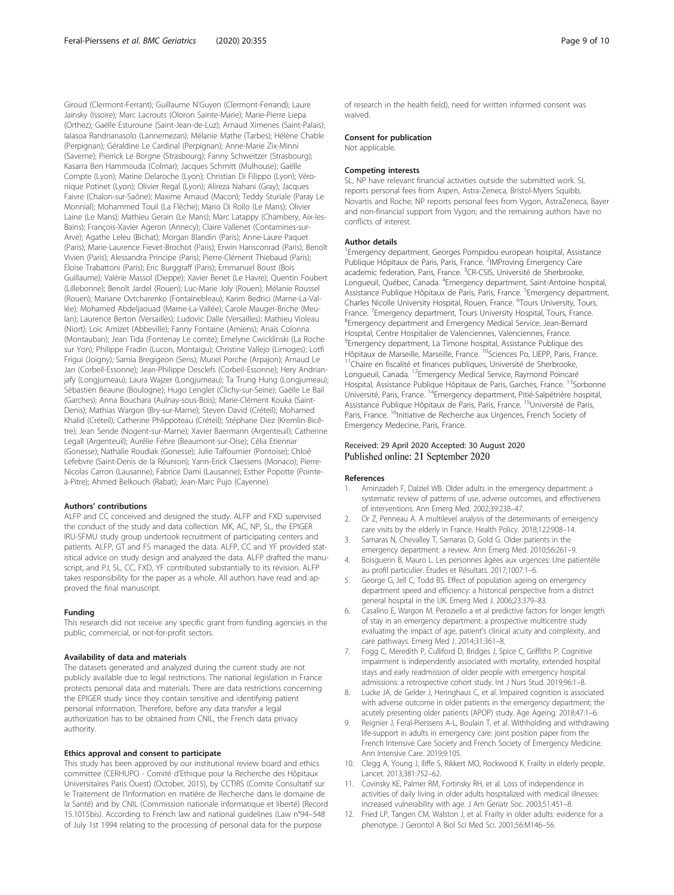Giroud (Clermont-Ferrant); Guillaume N'Guyen (Clermont-Ferrand); Laure Jainsky (Issoire); Marc Lacrouts (Oloron Sainte-Marie); Marie-Pierre Liepa (Orthez); Gaëlle Esturoune (Saint-Jean-de-Luz); Arnaud Ximenes (Saint-Palais); Ialasoa Randrianasolo (Lannemezan); Mélanie Mathe (Tarbes); Hélène Chable (Perpignan); Géraldine Le Cardinal (Perpignan); Anne-Marie Zix-Minni (Saverne); Pierrick Le Borgne (Strasbourg); Fanny Schweitzer (Strasbourg); Kasarra Ben Hammouda (Colmar); Jacques Schmitt (Mulhouse); Gaëlle Compte (Lyon); Marine Delaroche (Lyon); Christian Di Filippo (Lyon); Véronique Potinet (Lyon); Olivier Regal (Lyon); Alireza Nahani (Gray); Jacques Faivre (Chalon-sur-Saône); Maxime Arnaud (Macon); Teddy Sturiale (Paray Le Monnial); Mohammed Touil (La Flèche); Mario Di Rollo (Le Mans); Olivier Laine (Le Mans); Mathieu Gerain (Le Mans); Marc Latappy (Chambery, Aix-les-Bains); François-Xavier Ageron (Annecy); Claire Vallenet (Contamines-sur-Arve); Agathe Leleu (Bichat); Morgan Blandin (Paris); Anne-Laure Paquet (Paris); Marie-Laurence Fievet-Brochot (Paris); Erwin Hansconrad (Paris); Benoît Vivien (Paris); Alessandra Principe (Paris); Pierre-Clément Thiebaud (Paris); Eloïse Trabattoni (Paris); Eric Burggraff (Paris); Emmanuel Boust (Bois Guillaume); Valérie Massol (Dieppe); Xavier Benet (Le Havre); Quentin Foubert (Lillebonne); Benoît Jardel (Rouen); Luc-Marie Joly (Rouen); Mélanie Roussel (Rouen); Mariane Ovtcharenko (Fontainebleau); Karim Bedrici (Marne-La-Vallée); Mohamed Abdeljaouad (Marne-La-Vallée); Carole Mauger-Briche (Meulan); Laurence Berton (Versailles); Ludovic Dalle (Versailles); Mathieu Violeau (Niort); Loïc Amizet (Abbeville); Fanny Fontaine (Amiens); Anaïs Colonna (Montauban); Jean Tida (Fontenay Le comte); Emelyne Cwicklinski (La Roche sur Yon); Philippe Fradin (Lucon, Montaigu); Christine Vallejo (Limoges); Lotfi Frigui (Joigny); Samia Bregigeon (Sens); Muriel Porche (Arpajon); Arnaud Le Jan (Corbeil-Essonne); Jean-Philippe Desclefs (Corbeil-Essonne); Hery Andrianjafy (Longjumeau); Laura Wajzer (Longjumeau); Ta Trung Hung (Longjumeau); Sébastien Beaune (Boulogne); Hugo Lenglet (Clichy-sur-Seine); Gaëlle Le Bail (Garches); Anna Bouchara (Aulnay-sous-Bois); Marie-Clément Kouka (Saint-Denis); Mathias Wargon (Bry-sur-Marne); Steven David (Créteil); Mohamed Khalid (Créteil); Catherine Phlippoteau (Créteil); Stéphane Diez (Kremlin-Bicêtre); Jean Sende (Nogent-sur-Marne); Xavier Baermann (Argenteuil); Catherine Legall (Argenteuil); Aurélie Fehre (Beaumont-sur-Oise); Célia Etiennar (Gonesse); Nathalie Roudiak (Gonesse); Julie Talfournier (Pontoise); Chloé Lefebvre (Saint-Denis de la Réunion); Yann-Erick Claessens (Monaco); Pierre-Nicolas Carron (Lausanne); Fabrice Dami (Lausanne); Esther Popotte (Pointe-à-Pitre); Ahmed Belkouch (Rabat); Jean-Marc Pujo (Cayenne).

#### Authors' contributions

ALFP and CC conceived and designed the study. ALFP and FXD supervised the conduct of the study and data collection. MK, AC, NP, SL, the EPIGER IRU-SFMU study group undertook recruitment of participating centers and patients. ALFP, GT and FS managed the data. ALFP, CC and YF provided statistical advice on study design and analyzed the data. ALFP drafted the manuscript, and PJ, SL, CC, FXD, YF contributed substantially to its revision. ALFP takes responsibility for the paper as a whole. All authors have read and approved the final manuscript.

#### Funding

This research did not receive any specific grant from funding agencies in the public, commercial, or not-for-profit sectors.

#### Availability of data and materials

The datasets generated and analyzed during the current study are not publicly available due to legal restrictions. The national legislation in France protects personal data and materials. There are data restrictions concerning the EPIGER study since they contain sensitive and identifying patient personal information. Therefore, before any data transfer a legal authorization has to be obtained from CNIL, the French data privacy authority.

#### Ethics approval and consent to participate

This study has been approved by our institutional review board and ethics committee (CERHUPO - Comité d'Ethique pour la Recherche des Hôpitaux Universitaires Paris Ouest) (October, 2015), by CCTIRS (Comite Consultatif sur le Traitement de l'Information en matière de Recherche dans le domaine de la Santé) and by CNIL (Commission nationale informatique et liberté) (Record 15.1015bis). According to French law and national guidelines (Law n°94–548 of July 1st 1994 relating to the processing of personal data for the purpose of research in the health field), need for written informed consent was waived.

#### Consent for publication

Not applicable.

#### Competing interests

SL, NP have relevant financial activities outside the submitted work. SL reports personal fees from Aspen, Astra-Zeneca, Bristol-Myers Squibb, Novartis and Roche; NP reports personal fees from Vygon, AstraZeneca, Bayer and non-financial support from Vygon; and the remaining authors have no conflicts of interest.

#### Author details

[1]Emergency department, Georges Pompidou european hospital, Assistance Publique Hôpitaux de Paris, Paris, France. [2]IMProving Emergency Care academic federation, Paris, France. [3]CR-CSIS, Université de Sherbrooke, Longueuil, Québec, Canada. [4]Emergency department, Saint-Antoine hospital, Assistance Publique Hôpitaux de Paris, Paris, France. [5]Emergency department, Charles Nicolle University Hospital, Rouen, France. [6]Tours University, Tours, France. [7]Emergency department, Tours University Hospital, Tours, France. [8]Emergency department and Emergency Medical Service, Jean-Bernard Hospital, Centre Hospitalier de Valenciennes, Valenciennes, France. [9]Emergency department, La Timone hospital, Assistance Publique des Hôpitaux de Marseille, Marseille, France. [10]Sciences Po, LIEPP, Paris, France. [11]Chaire en fiscalité et finances publiques, Université de Sherbrooke, Longueuil, Canada. [12]Emergency Medical Service, Raymond Poincaré Hospital, Assistance Publique Hôpitaux de Paris, Garches, France. [13]Sorbonne Université, Paris, France. [14]Emergency department, Pitié-Salpétrière hospital, Assistance Publique Hôpitaux de Paris, Paris, France. [15]Université de Paris, Paris, France. [16]Initiative de Recherche aux Urgences, French Society of Emergency Medecine, Paris, France.

Received: 29 April 2020 Accepted: 30 August 2020
Published online: 21 September 2020

#### References

1. Aminzadeh F, Dalziel WB. Older adults in the emergency department: a systematic review of patterns of use, adverse outcomes, and effectiveness of interventions. Ann Emerg Med. 2002;39:238–47.
2. Or Z, Penneau A. A multilevel analysis of the determinants of emergency care visits by the elderly in France. Health Policy. 2018;122:908–14.
3. Samaras N, Chevalley T, Samaras D, Gold G. Older patients in the emergency department: a review. Ann Emerg Med. 2010;56:261–9.
4. Boisguerin B, Mauro L. Les personnes âgées aux urgences: Une patientèle au profil particulier. Etudes et Résultats. 2017;1007:1–6.
5. George G, Jell C, Todd BS. Effect of population ageing on emergency department speed and efficiency: a historical perspective from a district general hospital in the UK. Emerg Med J. 2006;23:379–83.
6. Casalino E, Wargon M. Peroziello a et al predictive factors for longer length of stay in an emergency department: a prospective multicentre study evaluating the impact of age, patient's clinical acuity and complexity, and care pathways. Emerg Med J. 2014;31:361–8.
7. Fogg C, Meredith P, Culliford D, Bridges J, Spice C, Griffiths P. Cognitive impairment is independently associated with mortality, extended hospital stays and early readmission of older people with emergency hospital admissions: a retrospective cohort study. Int J Nurs Stud. 2019;96:1–8.
8. Lucke JA, de Gelder J, Heringhaus C, et al. Impaired cognition is associated with adverse outcome in older patients in the emergency department; the acutely presenting older patients (APOP) study. Age Ageing. 2018;47:1–6.
9. Reignier J, Feral-Pierssens A-L, Boulain T, et al. Withholding and withdrawing life-support in adults in emergency care: joint position paper from the French Intensive Care Society and French Society of Emergency Medicine. Ann Intensive Care. 2019;9:105.
10. Clegg A, Young J, Iliffe S, Rikkert MO, Rockwood K. Frailty in elderly people. Lancet. 2013;381:752–62.
11. Covinsky KE, Palmer RM, Fortinsky RH, et al. Loss of independence in activities of daily living in older adults hospitalized with medical illnesses: increased vulnerability with age. J Am Geriatr Soc. 2003;51:451–8.
12. Fried LP, Tangen CM, Walston J, et al. Frailty in older adults: evidence for a phenotype. J Gerontol A Biol Sci Med Sci. 2001;56:M146–56.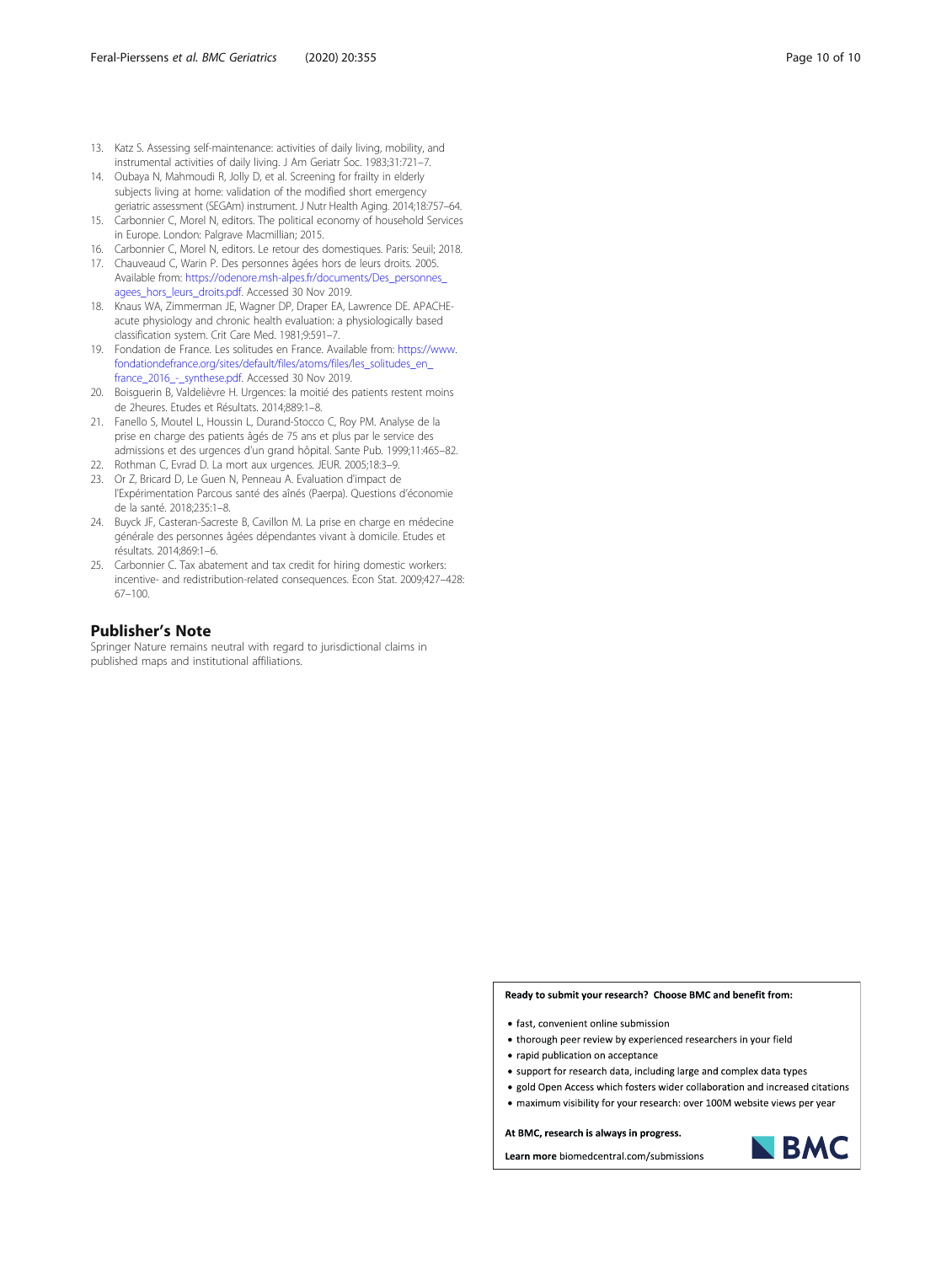13. Katz S. Assessing self-maintenance: activities of daily living, mobility, and instrumental activities of daily living. J Am Geriatr Soc. 1983;31:721–7.
14. Oubaya N, Mahmoudi R, Jolly D, et al. Screening for frailty in elderly subjects living at home: validation of the modified short emergency geriatric assessment (SEGAm) instrument. J Nutr Health Aging. 2014;18:757–64.
15. Carbonnier C, Morel N, editors. The political economy of household Services in Europe. London: Palgrave Macmillian; 2015.
16. Carbonnier C, Morel N, editors. Le retour des domestiques. Paris: Seuil; 2018.
17. Chauveaud C, Warin P. Des personnes âgées hors de leurs droits. 2005. Available from: https://odenore.msh-alpes.fr/documents/Des_personnes_agees_hors_leurs_droits.pdf. Accessed 30 Nov 2019.
18. Knaus WA, Zimmerman JE, Wagner DP, Draper EA, Lawrence DE. APACHE-acute physiology and chronic health evaluation: a physiologically based classification system. Crit Care Med. 1981;9:591–7.
19. Fondation de France. Les solitudes en France. Available from: https://www.fondationdefrance.org/sites/default/files/atoms/files/les_solitudes_en_france_2016_-_synthese.pdf. Accessed 30 Nov 2019.
20. Boisguerin B, Valdelièvre H. Urgences: la moitié des patients restent moins de 2heures. Etudes et Résultats. 2014;889:1–8.
21. Fanello S, Moutel L, Houssin L, Durand-Stocco C, Roy PM. Analyse de la prise en charge des patients âgés de 75 ans et plus par le service des admissions et des urgences d'un grand hôpital. Sante Pub. 1999;11:465–82.
22. Rothman C, Evrad D. La mort aux urgences. JEUR. 2005;18:3–9.
23. Or Z, Bricard D, Le Guen N, Penneau A. Evaluation d'impact de l'Expérimentation Parcous santé des aînés (Paerpa). Questions d'économie de la santé. 2018;235:1–8.
24. Buyck JF, Casteran-Sacreste B, Cavillon M. La prise en charge en médecine générale des personnes âgées dépendantes vivant à domicile. Etudes et résultats. 2014;869:1–6.
25. Carbonnier C. Tax abatement and tax credit for hiring domestic workers: incentive- and redistribution-related consequences. Econ Stat. 2009;427–428: 67–100.

## Publisher's Note

Springer Nature remains neutral with regard to jurisdictional claims in published maps and institutional affiliations.

**Ready to submit your research? Choose BMC and benefit from:**

- fast, convenient online submission
- thorough peer review by experienced researchers in your field
- rapid publication on acceptance
- support for research data, including large and complex data types
- gold Open Access which fosters wider collaboration and increased citations
- maximum visibility for your research: over 100M website views per year

**At BMC, research is always in progress.**

**Learn more** biomedcentral.com/submissions

BMC